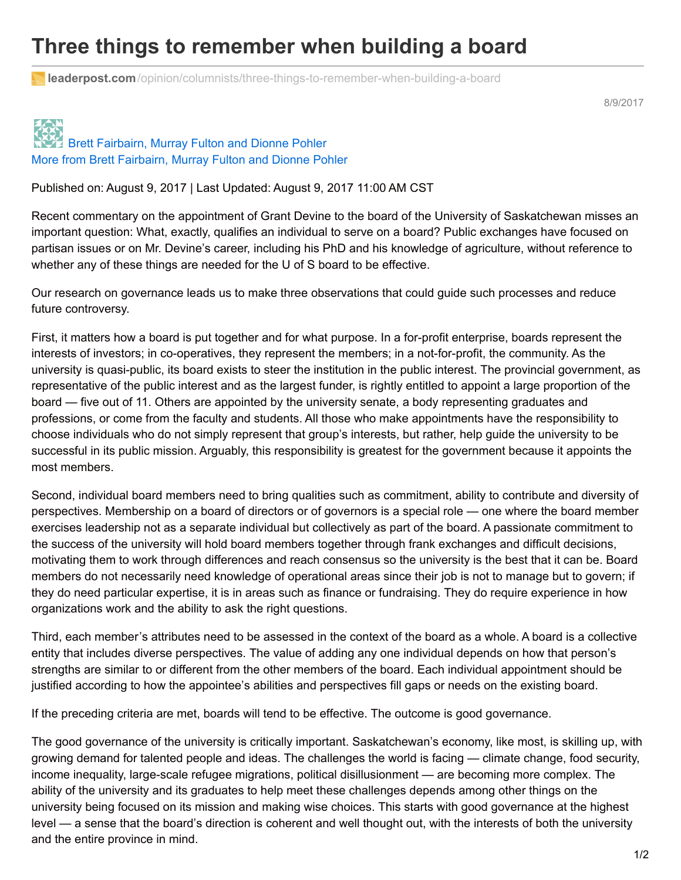# Three things to remember when building a board

leaderpost.com/opinion/columnists/three-things-to-remember-when-building-a-board

8/9/2017

Brett Fairbairn, Murray Fulton and Dionne Pohler
More from Brett Fairbairn, Murray Fulton and Dionne Pohler

Published on: August 9, 2017 | Last Updated: August 9, 2017 11:00 AM CST

Recent commentary on the appointment of Grant Devine to the board of the University of Saskatchewan misses an important question: What, exactly, qualifies an individual to serve on a board? Public exchanges have focused on partisan issues or on Mr. Devine's career, including his PhD and his knowledge of agriculture, without reference to whether any of these things are needed for the U of S board to be effective.

Our research on governance leads us to make three observations that could guide such processes and reduce future controversy.

First, it matters how a board is put together and for what purpose. In a for-profit enterprise, boards represent the interests of investors; in co-operatives, they represent the members; in a not-for-profit, the community. As the university is quasi-public, its board exists to steer the institution in the public interest. The provincial government, as representative of the public interest and as the largest funder, is rightly entitled to appoint a large proportion of the board — five out of 11. Others are appointed by the university senate, a body representing graduates and professions, or come from the faculty and students. All those who make appointments have the responsibility to choose individuals who do not simply represent that group's interests, but rather, help guide the university to be successful in its public mission. Arguably, this responsibility is greatest for the government because it appoints the most members.

Second, individual board members need to bring qualities such as commitment, ability to contribute and diversity of perspectives. Membership on a board of directors or of governors is a special role — one where the board member exercises leadership not as a separate individual but collectively as part of the board. A passionate commitment to the success of the university will hold board members together through frank exchanges and difficult decisions, motivating them to work through differences and reach consensus so the university is the best that it can be. Board members do not necessarily need knowledge of operational areas since their job is not to manage but to govern; if they do need particular expertise, it is in areas such as finance or fundraising. They do require experience in how organizations work and the ability to ask the right questions.

Third, each member's attributes need to be assessed in the context of the board as a whole. A board is a collective entity that includes diverse perspectives. The value of adding any one individual depends on how that person's strengths are similar to or different from the other members of the board. Each individual appointment should be justified according to how the appointee's abilities and perspectives fill gaps or needs on the existing board.

If the preceding criteria are met, boards will tend to be effective. The outcome is good governance.

The good governance of the university is critically important. Saskatchewan's economy, like most, is skilling up, with growing demand for talented people and ideas. The challenges the world is facing — climate change, food security, income inequality, large-scale refugee migrations, political disillusionment — are becoming more complex. The ability of the university and its graduates to help meet these challenges depends among other things on the university being focused on its mission and making wise choices. This starts with good governance at the highest level — a sense that the board's direction is coherent and well thought out, with the interests of both the university and the entire province in mind.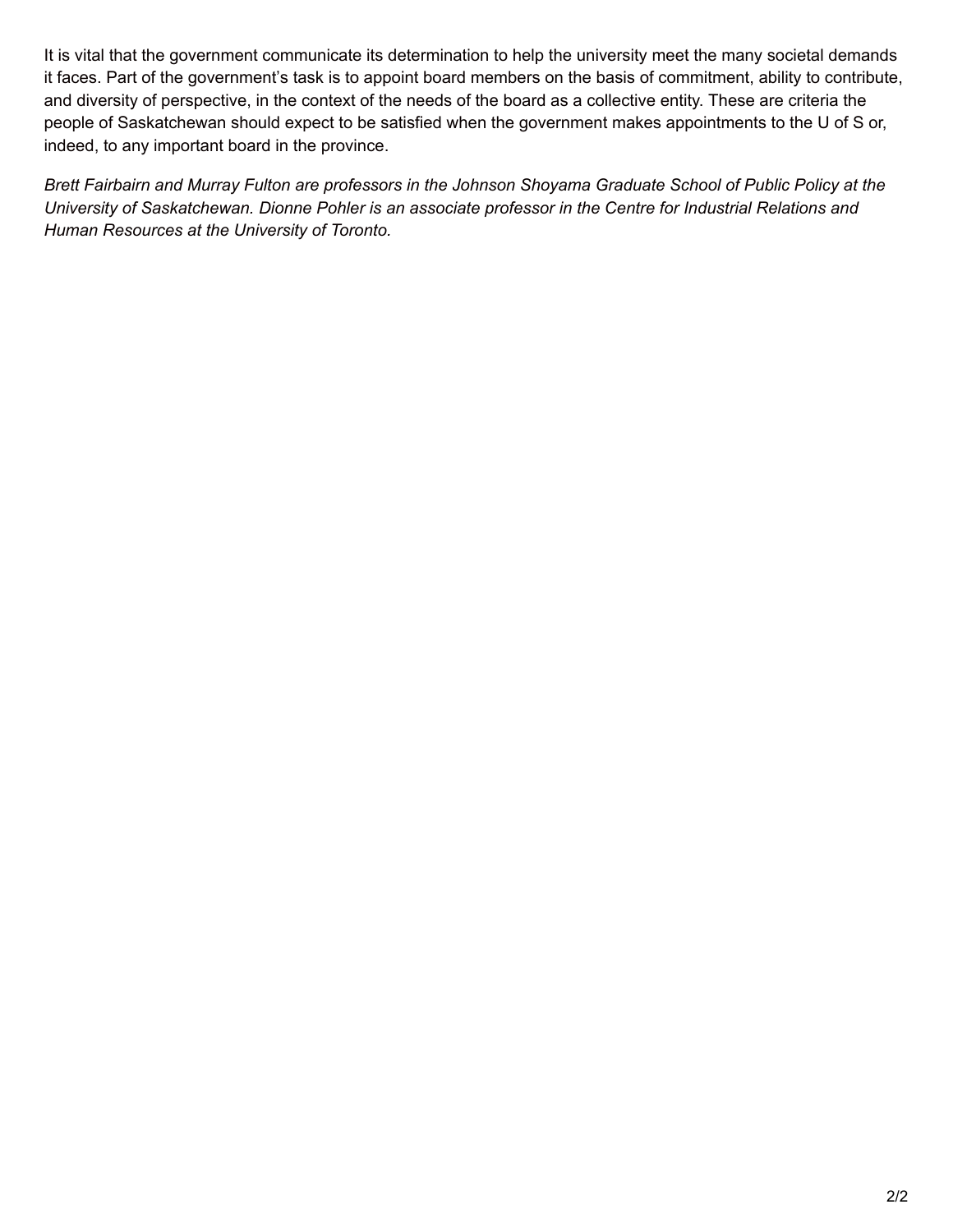It is vital that the government communicate its determination to help the university meet the many societal demands it faces. Part of the government's task is to appoint board members on the basis of commitment, ability to contribute, and diversity of perspective, in the context of the needs of the board as a collective entity. These are criteria the people of Saskatchewan should expect to be satisfied when the government makes appointments to the U of S or, indeed, to any important board in the province.

*Brett Fairbairn and Murray Fulton are professors in the Johnson Shoyama Graduate School of Public Policy at the University of Saskatchewan. Dionne Pohler is an associate professor in the Centre for Industrial Relations and Human Resources at the University of Toronto.*